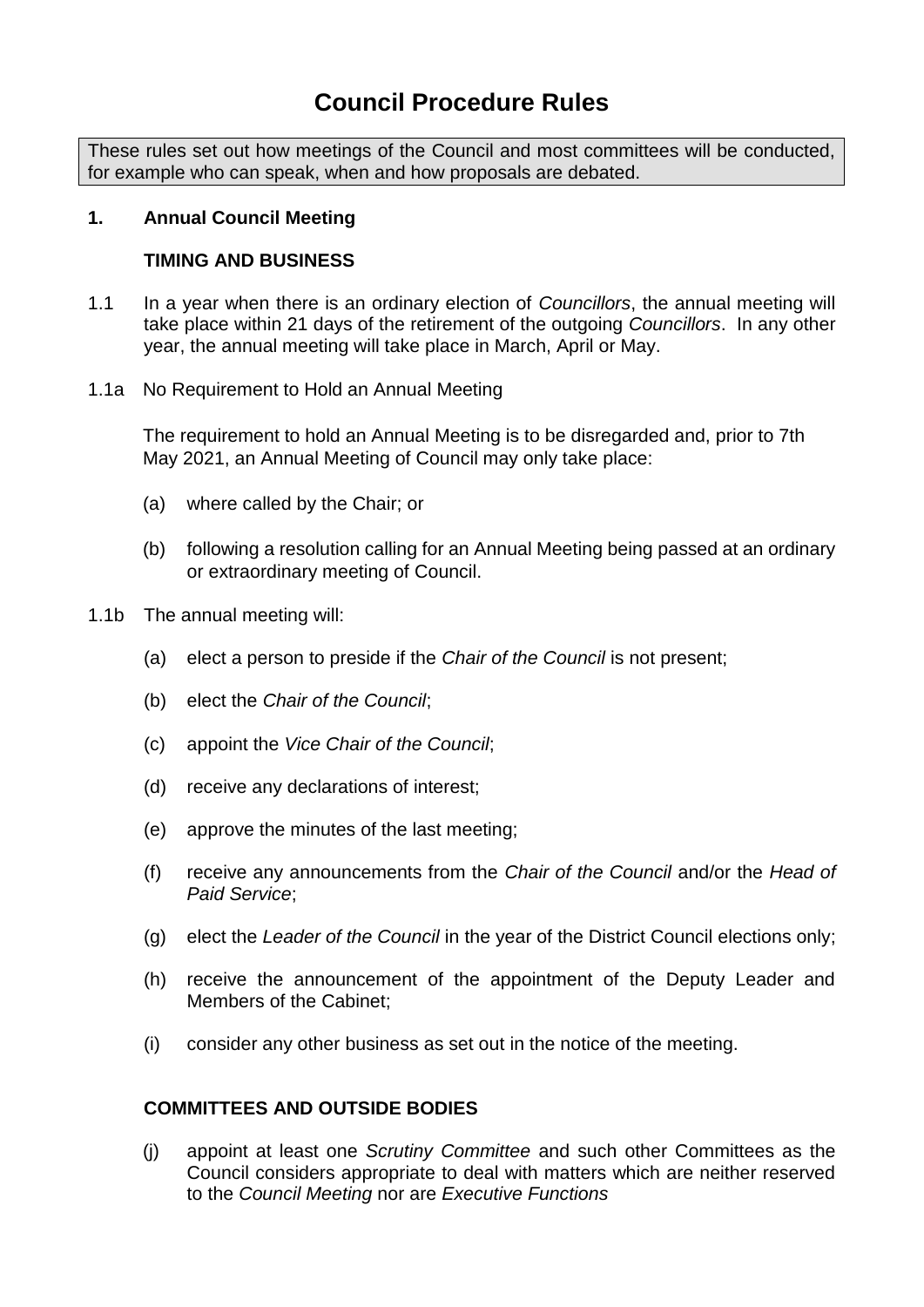# Council Procedure Rules

These rules set out how meetings of the Council and most committees will be conducted, for example who can speak, when and how proposals are debated.

## 1. Annual Council Meeting

### TIMING AND BUSINESS

1.1 In a year when there is an ordinary election of *Councillors*, the annual meeting will take place within 21 days of the retirement of the outgoing *Councillors*. In any other year, the annual meeting will take place in March, April or May.

1.1a No Requirement to Hold an Annual Meeting

The requirement to hold an Annual Meeting is to be disregarded and, prior to 7th May 2021, an Annual Meeting of Council may only take place:

(a) where called by the Chair; or

(b) following a resolution calling for an Annual Meeting being passed at an ordinary or extraordinary meeting of Council.

1.1b The annual meeting will:

(a) elect a person to preside if the *Chair of the Council* is not present;

(b) elect the *Chair of the Council*;

(c) appoint the *Vice Chair of the Council*;

(d) receive any declarations of interest;

(e) approve the minutes of the last meeting;

(f) receive any announcements from the *Chair of the Council* and/or the *Head of Paid Service*;

(g) elect the *Leader of the Council* in the year of the District Council elections only;

(h) receive the announcement of the appointment of the Deputy Leader and Members of the Cabinet;

(i) consider any other business as set out in the notice of the meeting.

### COMMITTEES AND OUTSIDE BODIES

(j) appoint at least one *Scrutiny Committee* and such other Committees as the Council considers appropriate to deal with matters which are neither reserved to the *Council Meeting* nor are *Executive Functions*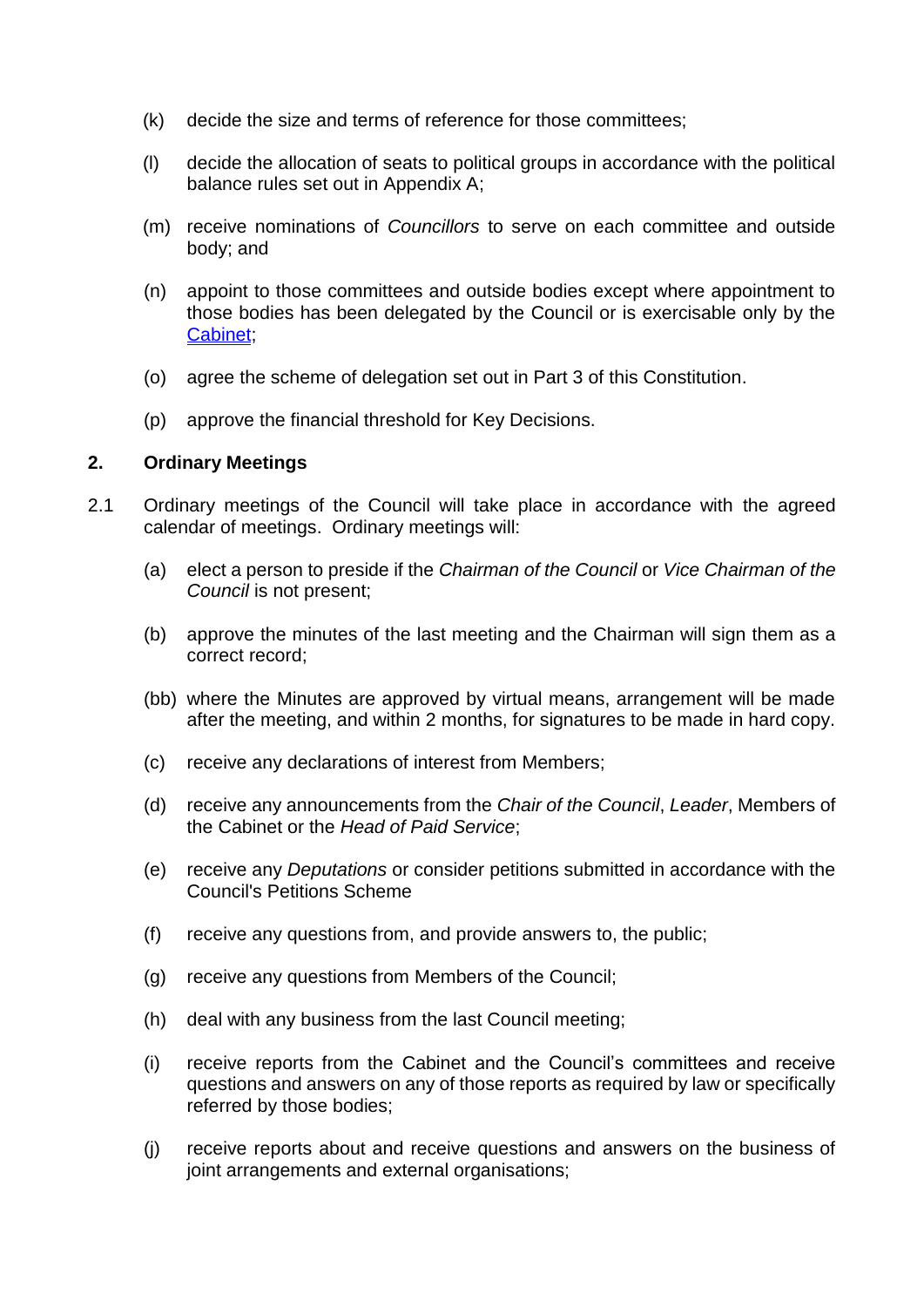(k) decide the size and terms of reference for those committees;

(l) decide the allocation of seats to political groups in accordance with the political balance rules set out in Appendix A;

(m) receive nominations of *Councillors* to serve on each committee and outside body; and

(n) appoint to those committees and outside bodies except where appointment to those bodies has been delegated by the Council or is exercisable only by the [Cabinet](#);

(o) agree the scheme of delegation set out in Part 3 of this Constitution.

(p) approve the financial threshold for Key Decisions.

## 2. Ordinary Meetings

2.1 Ordinary meetings of the Council will take place in accordance with the agreed calendar of meetings. Ordinary meetings will:

(a) elect a person to preside if the *Chairman of the Council* or *Vice Chairman of the Council* is not present;

(b) approve the minutes of the last meeting and the Chairman will sign them as a correct record;

(bb) where the Minutes are approved by virtual means, arrangement will be made after the meeting, and within 2 months, for signatures to be made in hard copy.

(c) receive any declarations of interest from Members;

(d) receive any announcements from the *Chair of the Council*, *Leader*, Members of the Cabinet or the *Head of Paid Service*;

(e) receive any *Deputations* or consider petitions submitted in accordance with the Council's Petitions Scheme

(f) receive any questions from, and provide answers to, the public;

(g) receive any questions from Members of the Council;

(h) deal with any business from the last Council meeting;

(i) receive reports from the Cabinet and the Council's committees and receive questions and answers on any of those reports as required by law or specifically referred by those bodies;

(j) receive reports about and receive questions and answers on the business of joint arrangements and external organisations;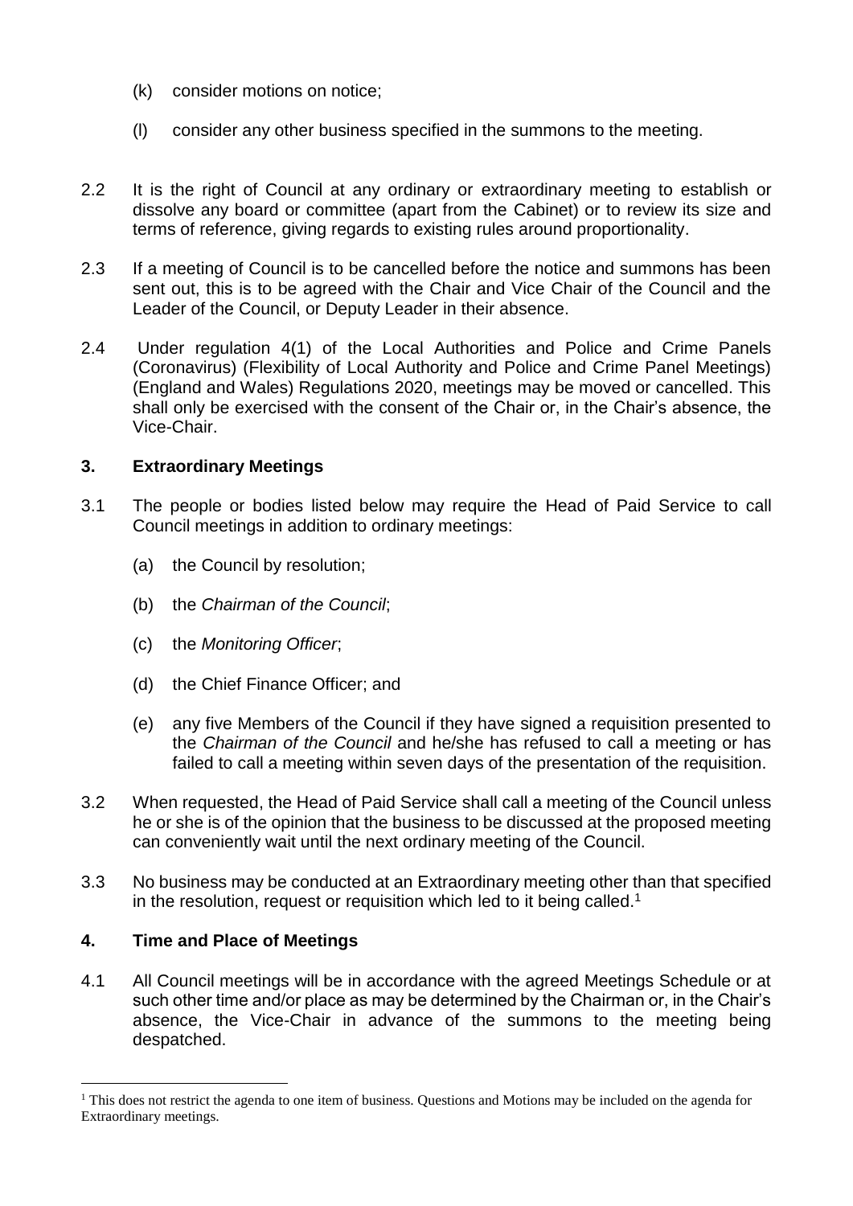(k) consider motions on notice;

(l) consider any other business specified in the summons to the meeting.

2.2 It is the right of Council at any ordinary or extraordinary meeting to establish or dissolve any board or committee (apart from the Cabinet) or to review its size and terms of reference, giving regards to existing rules around proportionality.

2.3 If a meeting of Council is to be cancelled before the notice and summons has been sent out, this is to be agreed with the Chair and Vice Chair of the Council and the Leader of the Council, or Deputy Leader in their absence.

2.4 Under regulation 4(1) of the Local Authorities and Police and Crime Panels (Coronavirus) (Flexibility of Local Authority and Police and Crime Panel Meetings) (England and Wales) Regulations 2020, meetings may be moved or cancelled. This shall only be exercised with the consent of the Chair or, in the Chair's absence, the Vice-Chair.

### 3. Extraordinary Meetings

3.1 The people or bodies listed below may require the Head of Paid Service to call Council meetings in addition to ordinary meetings:

(a) the Council by resolution;

(b) the *Chairman of the Council*;

(c) the *Monitoring Officer*;

(d) the Chief Finance Officer; and

(e) any five Members of the Council if they have signed a requisition presented to the *Chairman of the Council* and he/she has refused to call a meeting or has failed to call a meeting within seven days of the presentation of the requisition.

3.2 When requested, the Head of Paid Service shall call a meeting of the Council unless he or she is of the opinion that the business to be discussed at the proposed meeting can conveniently wait until the next ordinary meeting of the Council.

3.3 No business may be conducted at an Extraordinary meeting other than that specified in the resolution, request or requisition which led to it being called.[1]

### 4. Time and Place of Meetings

4.1 All Council meetings will be in accordance with the agreed Meetings Schedule or at such other time and/or place as may be determined by the Chairman or, in the Chair's absence, the Vice-Chair in advance of the summons to the meeting being despatched.

---

[1] This does not restrict the agenda to one item of business. Questions and Motions may be included on the agenda for Extraordinary meetings.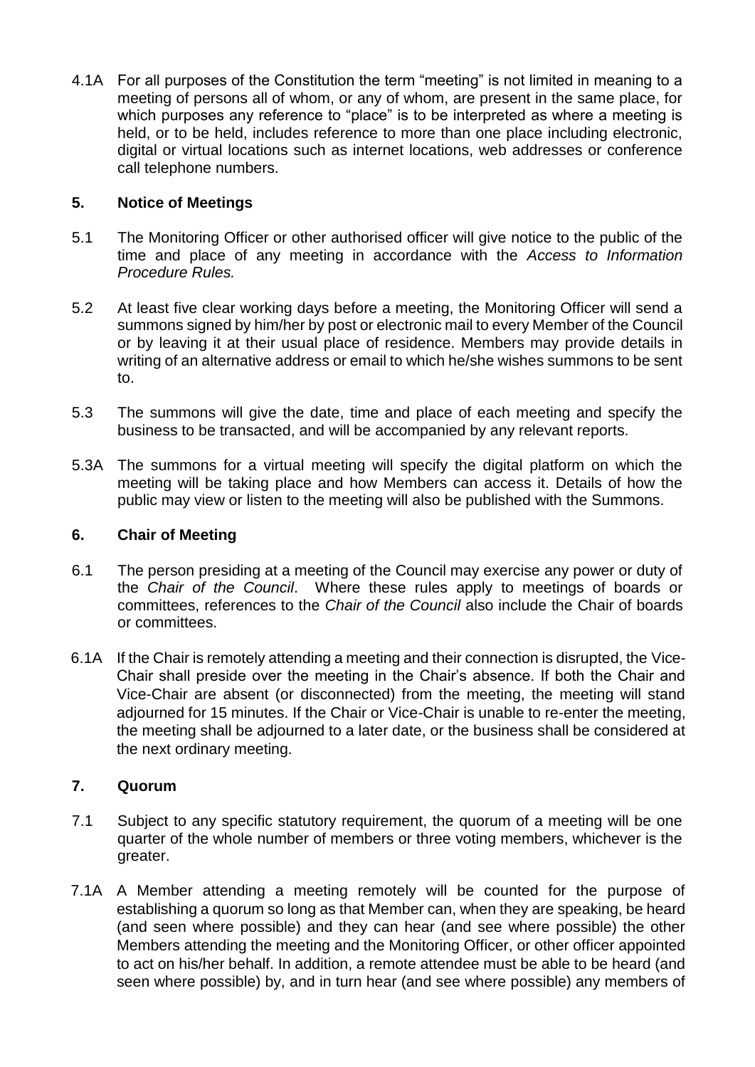4.1A For all purposes of the Constitution the term "meeting" is not limited in meaning to a meeting of persons all of whom, or any of whom, are present in the same place, for which purposes any reference to "place" is to be interpreted as where a meeting is held, or to be held, includes reference to more than one place including electronic, digital or virtual locations such as internet locations, web addresses or conference call telephone numbers.

## 5. Notice of Meetings

5.1 The Monitoring Officer or other authorised officer will give notice to the public of the time and place of any meeting in accordance with the *Access to Information Procedure Rules.*

5.2 At least five clear working days before a meeting, the Monitoring Officer will send a summons signed by him/her by post or electronic mail to every Member of the Council or by leaving it at their usual place of residence. Members may provide details in writing of an alternative address or email to which he/she wishes summons to be sent to.

5.3 The summons will give the date, time and place of each meeting and specify the business to be transacted, and will be accompanied by any relevant reports.

5.3A The summons for a virtual meeting will specify the digital platform on which the meeting will be taking place and how Members can access it. Details of how the public may view or listen to the meeting will also be published with the Summons.

## 6. Chair of Meeting

6.1 The person presiding at a meeting of the Council may exercise any power or duty of the *Chair of the Council*. Where these rules apply to meetings of boards or committees, references to the *Chair of the Council* also include the Chair of boards or committees.

6.1A If the Chair is remotely attending a meeting and their connection is disrupted, the Vice-Chair shall preside over the meeting in the Chair's absence. If both the Chair and Vice-Chair are absent (or disconnected) from the meeting, the meeting will stand adjourned for 15 minutes. If the Chair or Vice-Chair is unable to re-enter the meeting, the meeting shall be adjourned to a later date, or the business shall be considered at the next ordinary meeting.

## 7. Quorum

7.1 Subject to any specific statutory requirement, the quorum of a meeting will be one quarter of the whole number of members or three voting members, whichever is the greater.

7.1A A Member attending a meeting remotely will be counted for the purpose of establishing a quorum so long as that Member can, when they are speaking, be heard (and seen where possible) and they can hear (and see where possible) the other Members attending the meeting and the Monitoring Officer, or other officer appointed to act on his/her behalf. In addition, a remote attendee must be able to be heard (and seen where possible) by, and in turn hear (and see where possible) any members of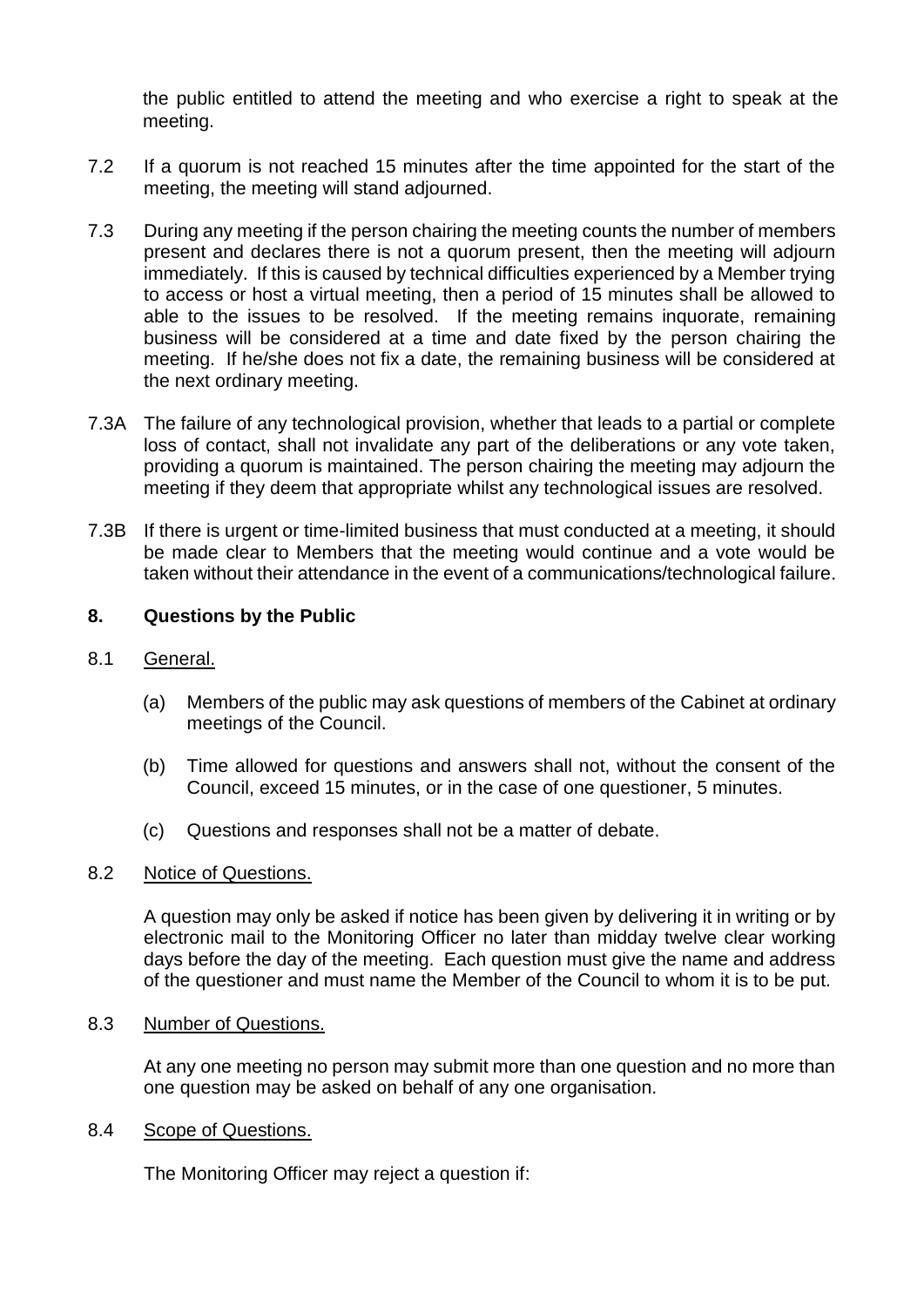the public entitled to attend the meeting and who exercise a right to speak at the meeting.

7.2 If a quorum is not reached 15 minutes after the time appointed for the start of the meeting, the meeting will stand adjourned.

7.3 During any meeting if the person chairing the meeting counts the number of members present and declares there is not a quorum present, then the meeting will adjourn immediately. If this is caused by technical difficulties experienced by a Member trying to access or host a virtual meeting, then a period of 15 minutes shall be allowed to able to the issues to be resolved. If the meeting remains inquorate, remaining business will be considered at a time and date fixed by the person chairing the meeting. If he/she does not fix a date, the remaining business will be considered at the next ordinary meeting.

7.3A The failure of any technological provision, whether that leads to a partial or complete loss of contact, shall not invalidate any part of the deliberations or any vote taken, providing a quorum is maintained. The person chairing the meeting may adjourn the meeting if they deem that appropriate whilst any technological issues are resolved.

7.3B If there is urgent or time-limited business that must conducted at a meeting, it should be made clear to Members that the meeting would continue and a vote would be taken without their attendance in the event of a communications/technological failure.

## 8. Questions by the Public

8.1 General.

(a) Members of the public may ask questions of members of the Cabinet at ordinary meetings of the Council.

(b) Time allowed for questions and answers shall not, without the consent of the Council, exceed 15 minutes, or in the case of one questioner, 5 minutes.

(c) Questions and responses shall not be a matter of debate.

8.2 Notice of Questions.

A question may only be asked if notice has been given by delivering it in writing or by electronic mail to the Monitoring Officer no later than midday twelve clear working days before the day of the meeting. Each question must give the name and address of the questioner and must name the Member of the Council to whom it is to be put.

8.3 Number of Questions.

At any one meeting no person may submit more than one question and no more than one question may be asked on behalf of any one organisation.

8.4 Scope of Questions.

The Monitoring Officer may reject a question if: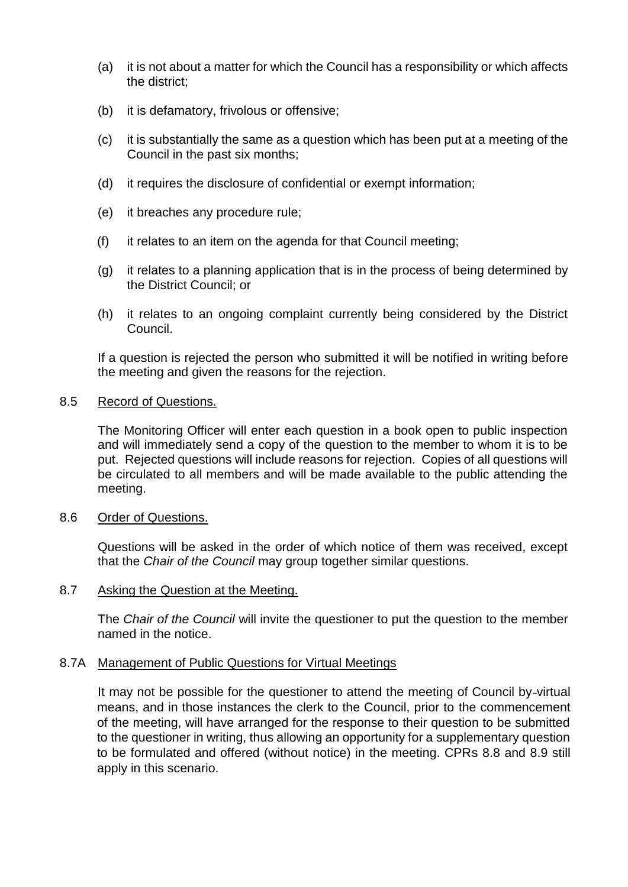(a) it is not about a matter for which the Council has a responsibility or which affects the district;

(b) it is defamatory, frivolous or offensive;

(c) it is substantially the same as a question which has been put at a meeting of the Council in the past six months;

(d) it requires the disclosure of confidential or exempt information;

(e) it breaches any procedure rule;

(f) it relates to an item on the agenda for that Council meeting;

(g) it relates to a planning application that is in the process of being determined by the District Council; or

(h) it relates to an ongoing complaint currently being considered by the District Council.

If a question is rejected the person who submitted it will be notified in writing before the meeting and given the reasons for the rejection.

8.5 Record of Questions.

The Monitoring Officer will enter each question in a book open to public inspection and will immediately send a copy of the question to the member to whom it is to be put. Rejected questions will include reasons for rejection. Copies of all questions will be circulated to all members and will be made available to the public attending the meeting.

8.6 Order of Questions.

Questions will be asked in the order of which notice of them was received, except that the *Chair of the Council* may group together similar questions.

8.7 Asking the Question at the Meeting.

The *Chair of the Council* will invite the questioner to put the question to the member named in the notice.

8.7A Management of Public Questions for Virtual Meetings

It may not be possible for the questioner to attend the meeting of Council by virtual means, and in those instances the clerk to the Council, prior to the commencement of the meeting, will have arranged for the response to their question to be submitted to the questioner in writing, thus allowing an opportunity for a supplementary question to be formulated and offered (without notice) in the meeting. CPRs 8.8 and 8.9 still apply in this scenario.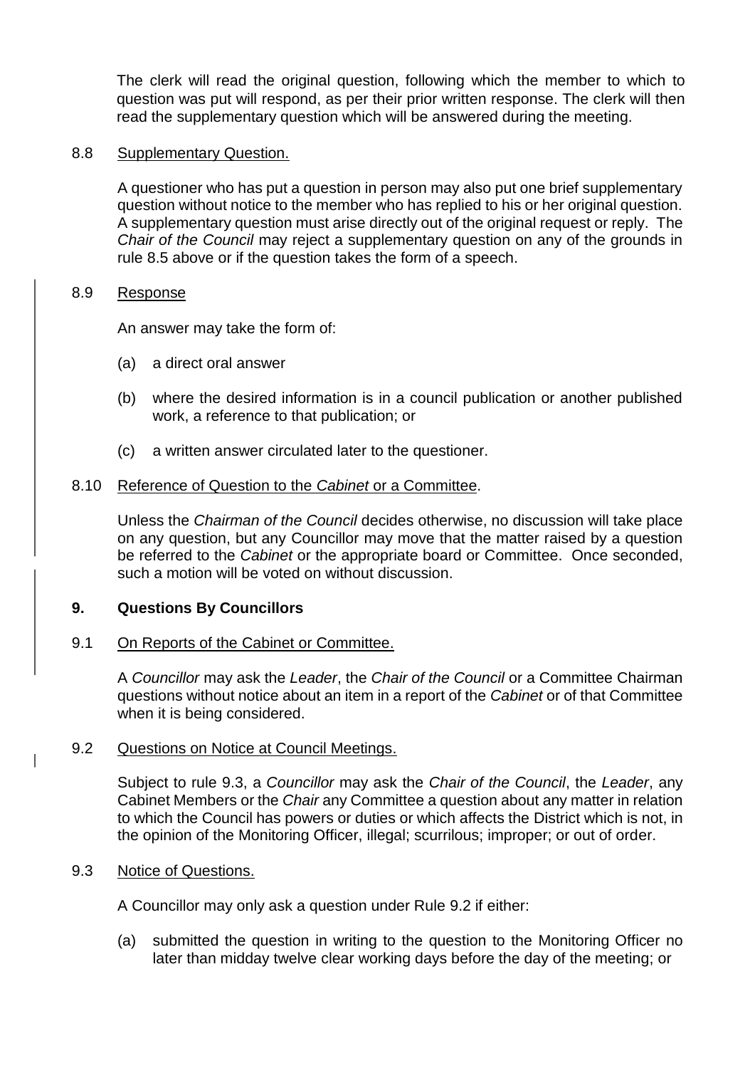The clerk will read the original question, following which the member to which to question was put will respond, as per their prior written response. The clerk will then read the supplementary question which will be answered during the meeting.

8.8 Supplementary Question.

A questioner who has put a question in person may also put one brief supplementary question without notice to the member who has replied to his or her original question. A supplementary question must arise directly out of the original request or reply. The *Chair of the Council* may reject a supplementary question on any of the grounds in rule 8.5 above or if the question takes the form of a speech.

8.9 Response

An answer may take the form of:

(a) a direct oral answer

(b) where the desired information is in a council publication or another published work, a reference to that publication; or

(c) a written answer circulated later to the questioner.

8.10 Reference of Question to the *Cabinet* or a Committee.

Unless the *Chairman of the Council* decides otherwise, no discussion will take place on any question, but any Councillor may move that the matter raised by a question be referred to the *Cabinet* or the appropriate board or Committee. Once seconded, such a motion will be voted on without discussion.

## 9. Questions By Councillors

9.1 On Reports of the Cabinet or Committee.

A *Councillor* may ask the *Leader*, the *Chair of the Council* or a Committee Chairman questions without notice about an item in a report of the *Cabinet* or of that Committee when it is being considered.

9.2 Questions on Notice at Council Meetings.

Subject to rule 9.3, a *Councillor* may ask the *Chair of the Council*, the *Leader*, any Cabinet Members or the *Chair* any Committee a question about any matter in relation to which the Council has powers or duties or which affects the District which is not, in the opinion of the Monitoring Officer, illegal; scurrilous; improper; or out of order.

9.3 Notice of Questions.

A Councillor may only ask a question under Rule 9.2 if either:

(a) submitted the question in writing to the question to the Monitoring Officer no later than midday twelve clear working days before the day of the meeting; or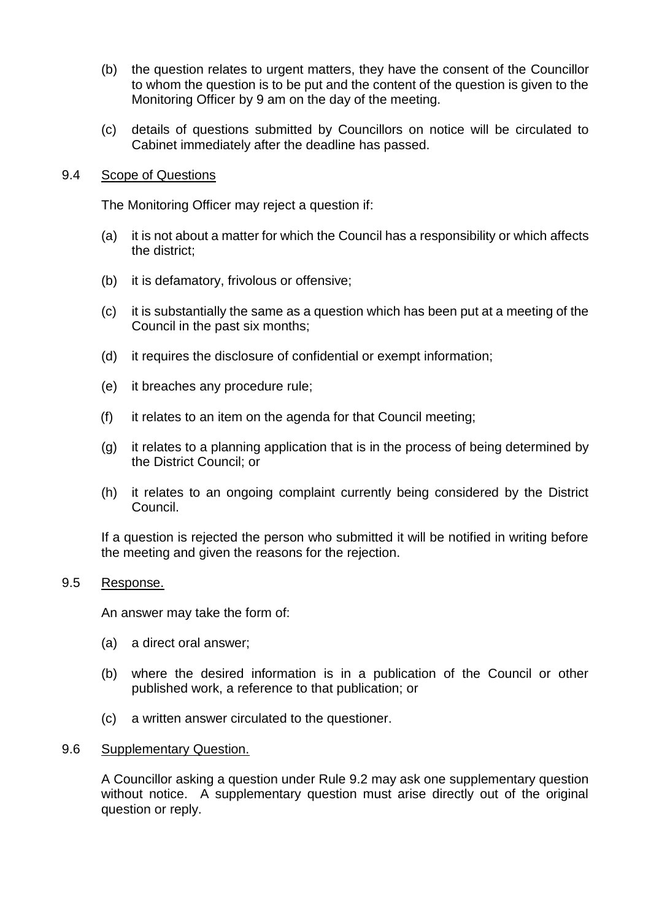(b) the question relates to urgent matters, they have the consent of the Councillor to whom the question is to be put and the content of the question is given to the Monitoring Officer by 9 am on the day of the meeting.

(c) details of questions submitted by Councillors on notice will be circulated to Cabinet immediately after the deadline has passed.

9.4 Scope of Questions

The Monitoring Officer may reject a question if:

(a) it is not about a matter for which the Council has a responsibility or which affects the district;

(b) it is defamatory, frivolous or offensive;

(c) it is substantially the same as a question which has been put at a meeting of the Council in the past six months;

(d) it requires the disclosure of confidential or exempt information;

(e) it breaches any procedure rule;

(f) it relates to an item on the agenda for that Council meeting;

(g) it relates to a planning application that is in the process of being determined by the District Council; or

(h) it relates to an ongoing complaint currently being considered by the District Council.

If a question is rejected the person who submitted it will be notified in writing before the meeting and given the reasons for the rejection.

9.5 Response.

An answer may take the form of:

(a) a direct oral answer;

(b) where the desired information is in a publication of the Council or other published work, a reference to that publication; or

(c) a written answer circulated to the questioner.

9.6 Supplementary Question.

A Councillor asking a question under Rule 9.2 may ask one supplementary question without notice. A supplementary question must arise directly out of the original question or reply.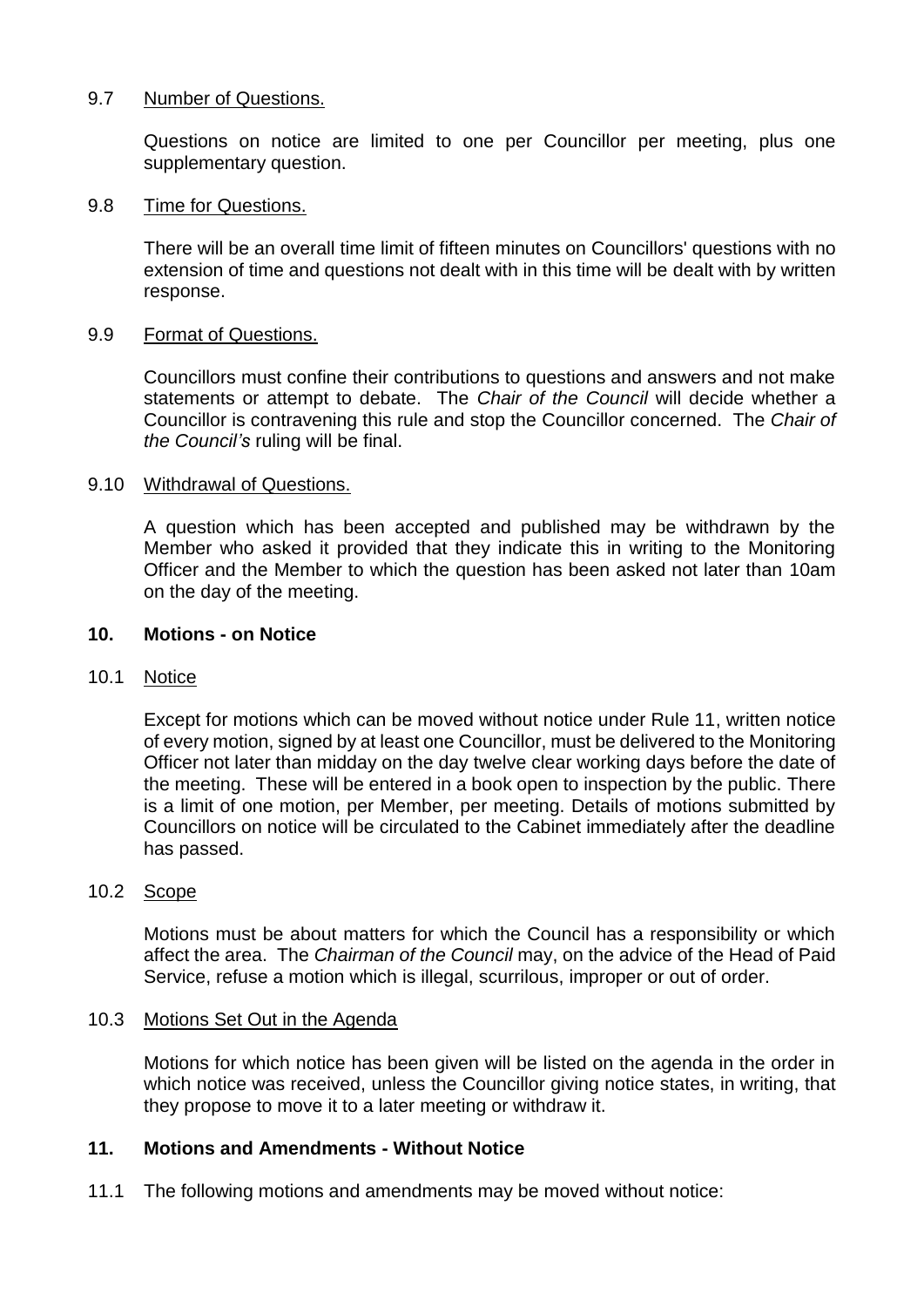9.7 <u>Number of Questions.</u>

Questions on notice are limited to one per Councillor per meeting, plus one supplementary question.

9.8 <u>Time for Questions.</u>

There will be an overall time limit of fifteen minutes on Councillors' questions with no extension of time and questions not dealt with in this time will be dealt with by written response.

9.9 <u>Format of Questions.</u>

Councillors must confine their contributions to questions and answers and not make statements or attempt to debate. The *Chair of the Council* will decide whether a Councillor is contravening this rule and stop the Councillor concerned. The *Chair of the Council's* ruling will be final.

9.10 <u>Withdrawal of Questions.</u>

A question which has been accepted and published may be withdrawn by the Member who asked it provided that they indicate this in writing to the Monitoring Officer and the Member to which the question has been asked not later than 10am on the day of the meeting.

## 10. Motions - on Notice

10.1 <u>Notice</u>

Except for motions which can be moved without notice under Rule 11, written notice of every motion, signed by at least one Councillor, must be delivered to the Monitoring Officer not later than midday on the day twelve clear working days before the date of the meeting. These will be entered in a book open to inspection by the public. There is a limit of one motion, per Member, per meeting. Details of motions submitted by Councillors on notice will be circulated to the Cabinet immediately after the deadline has passed.

10.2 <u>Scope</u>

Motions must be about matters for which the Council has a responsibility or which affect the area. The *Chairman of the Council* may, on the advice of the Head of Paid Service, refuse a motion which is illegal, scurrilous, improper or out of order.

10.3 <u>Motions Set Out in the Agenda</u>

Motions for which notice has been given will be listed on the agenda in the order in which notice was received, unless the Councillor giving notice states, in writing, that they propose to move it to a later meeting or withdraw it.

## 11. Motions and Amendments - Without Notice

11.1 The following motions and amendments may be moved without notice: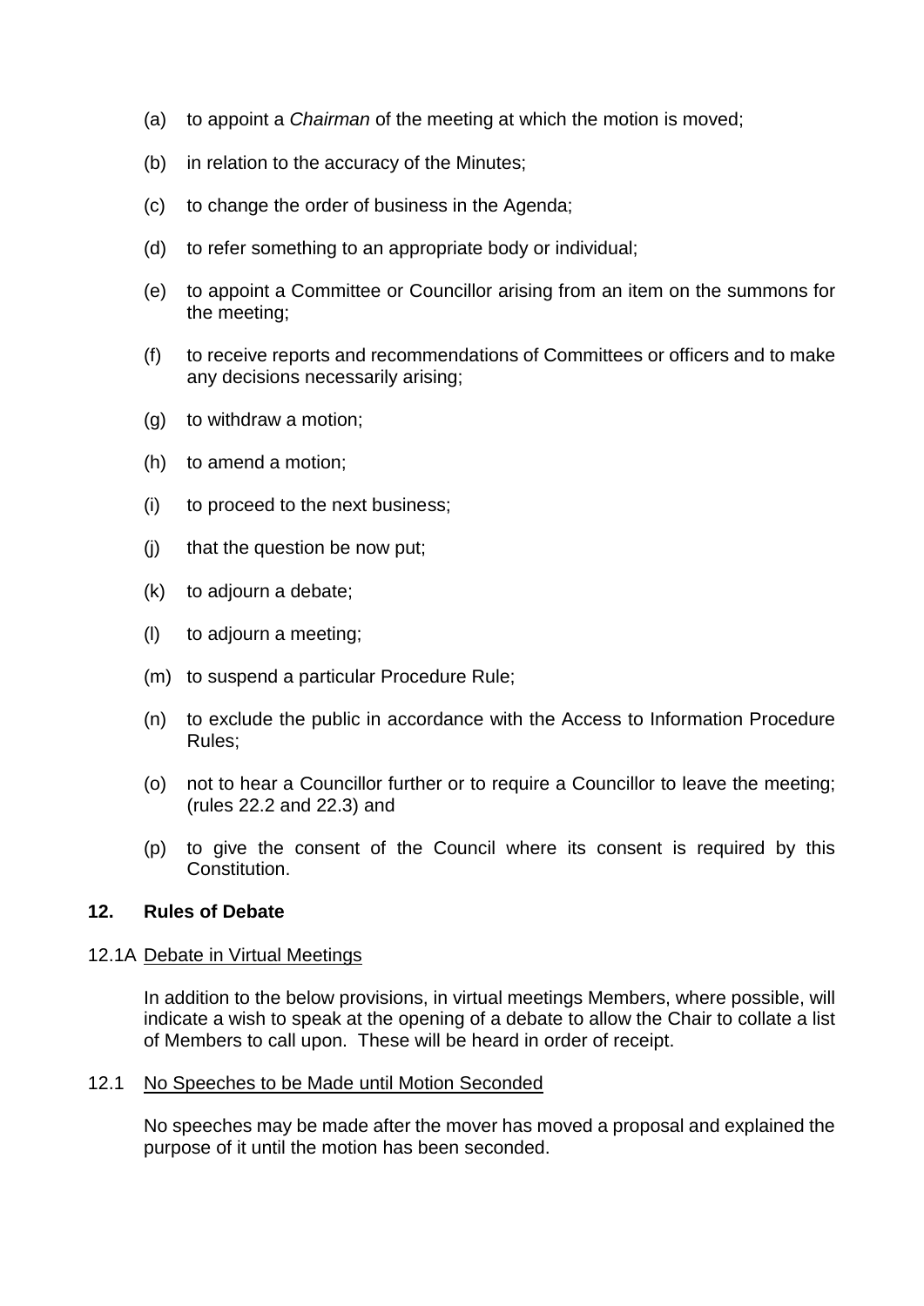(a) to appoint a *Chairman* of the meeting at which the motion is moved;

(b) in relation to the accuracy of the Minutes;

(c) to change the order of business in the Agenda;

(d) to refer something to an appropriate body or individual;

(e) to appoint a Committee or Councillor arising from an item on the summons for the meeting;

(f) to receive reports and recommendations of Committees or officers and to make any decisions necessarily arising;

(g) to withdraw a motion;

(h) to amend a motion;

(i) to proceed to the next business;

(j) that the question be now put;

(k) to adjourn a debate;

(l) to adjourn a meeting;

(m) to suspend a particular Procedure Rule;

(n) to exclude the public in accordance with the Access to Information Procedure Rules;

(o) not to hear a Councillor further or to require a Councillor to leave the meeting; (rules 22.2 and 22.3) and

(p) to give the consent of the Council where its consent is required by this Constitution.

## 12. Rules of Debate

12.1A Debate in Virtual Meetings

In addition to the below provisions, in virtual meetings Members, where possible, will indicate a wish to speak at the opening of a debate to allow the Chair to collate a list of Members to call upon. These will be heard in order of receipt.

12.1 No Speeches to be Made until Motion Seconded

No speeches may be made after the mover has moved a proposal and explained the purpose of it until the motion has been seconded.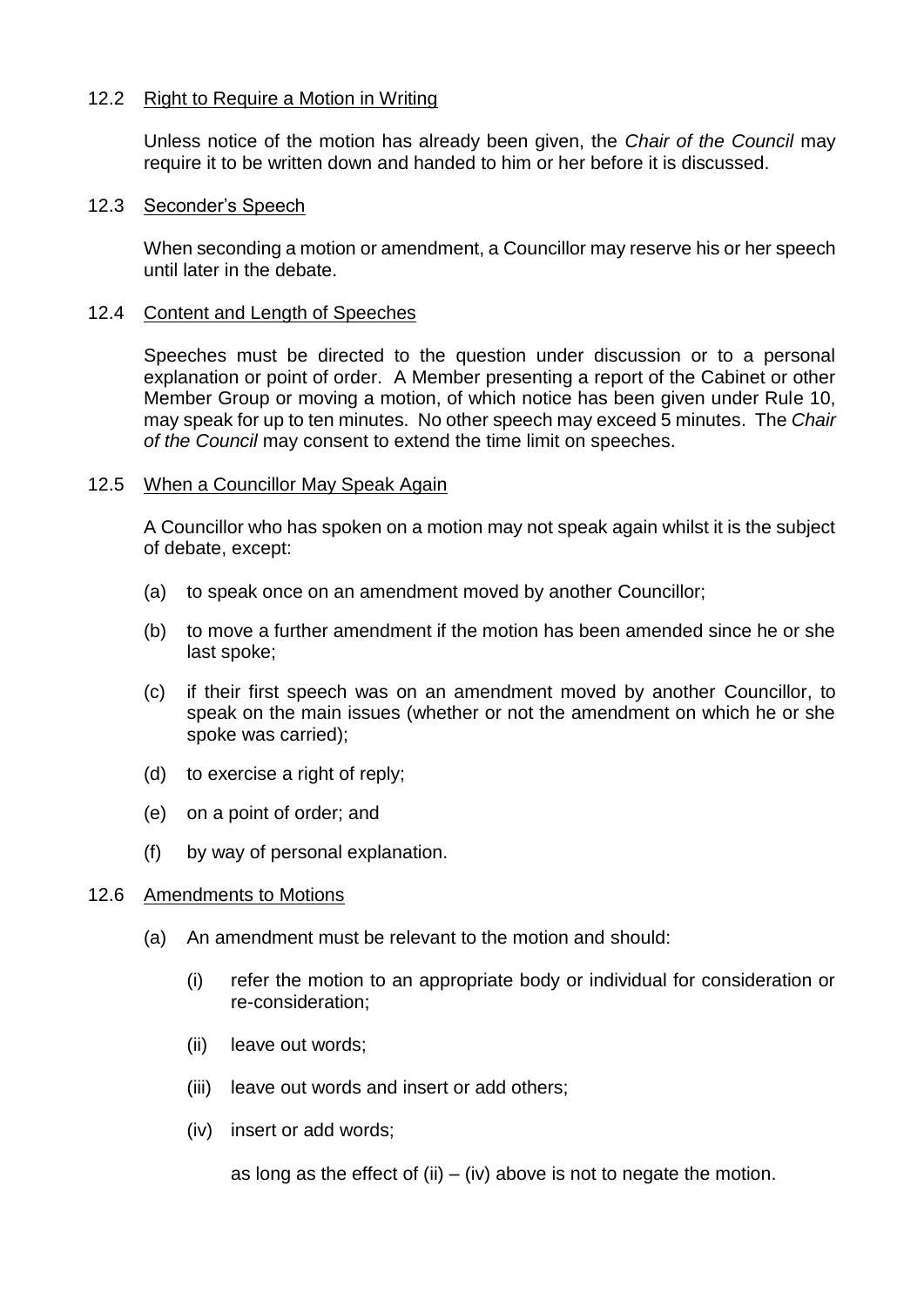### 12.2 Right to Require a Motion in Writing

Unless notice of the motion has already been given, the *Chair of the Council* may require it to be written down and handed to him or her before it is discussed.

### 12.3 Seconder's Speech

When seconding a motion or amendment, a Councillor may reserve his or her speech until later in the debate.

### 12.4 Content and Length of Speeches

Speeches must be directed to the question under discussion or to a personal explanation or point of order. A Member presenting a report of the Cabinet or other Member Group or moving a motion, of which notice has been given under Rule 10, may speak for up to ten minutes. No other speech may exceed 5 minutes. The *Chair of the Council* may consent to extend the time limit on speeches.

### 12.5 When a Councillor May Speak Again

A Councillor who has spoken on a motion may not speak again whilst it is the subject of debate, except:

(a) to speak once on an amendment moved by another Councillor;

(b) to move a further amendment if the motion has been amended since he or she last spoke;

(c) if their first speech was on an amendment moved by another Councillor, to speak on the main issues (whether or not the amendment on which he or she spoke was carried);

(d) to exercise a right of reply;

(e) on a point of order; and

(f) by way of personal explanation.

### 12.6 Amendments to Motions

(a) An amendment must be relevant to the motion and should:

(i) refer the motion to an appropriate body or individual for consideration or re-consideration;

(ii) leave out words;

(iii) leave out words and insert or add others;

(iv) insert or add words;

as long as the effect of (ii) – (iv) above is not to negate the motion.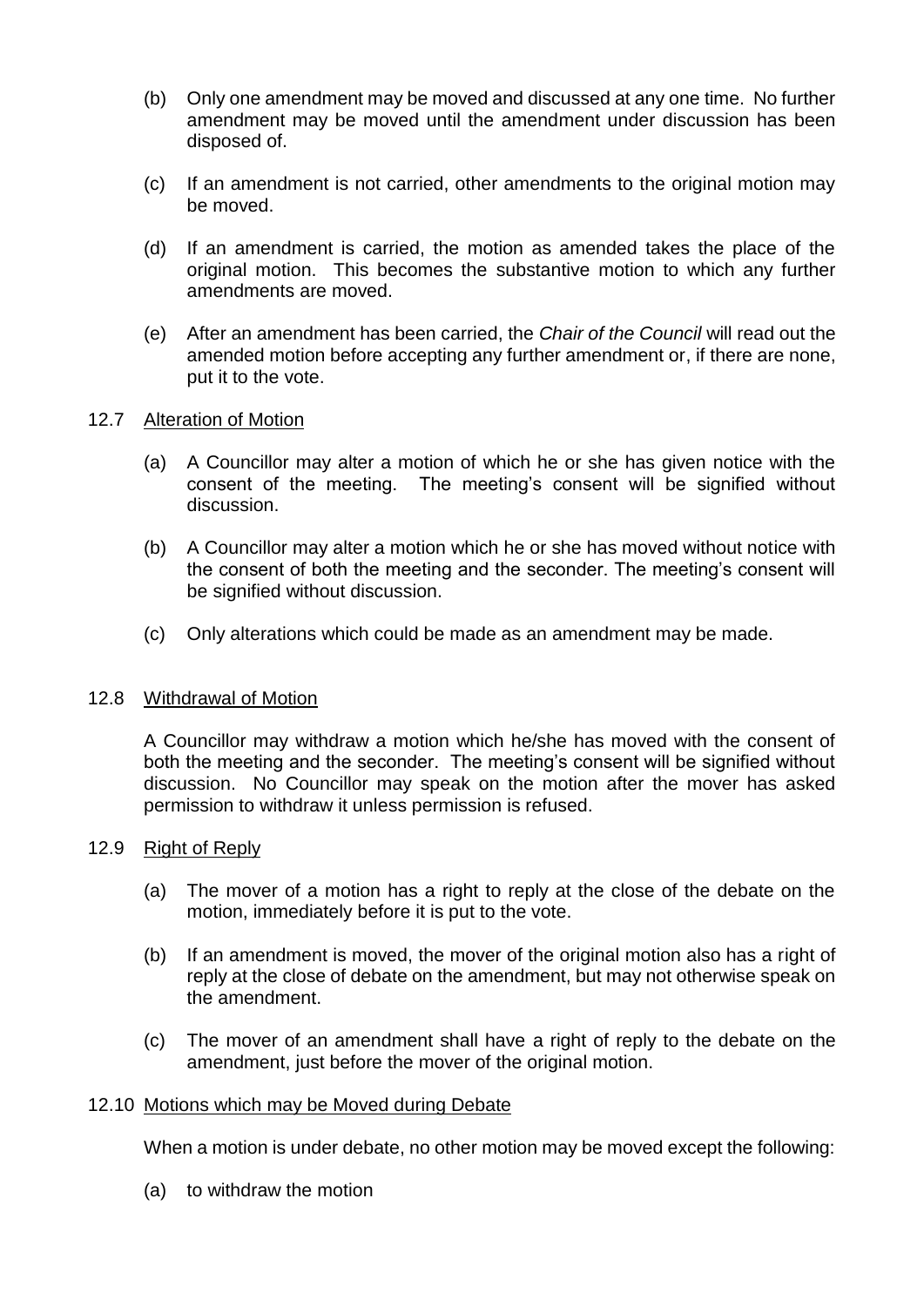(b) Only one amendment may be moved and discussed at any one time. No further amendment may be moved until the amendment under discussion has been disposed of.

(c) If an amendment is not carried, other amendments to the original motion may be moved.

(d) If an amendment is carried, the motion as amended takes the place of the original motion. This becomes the substantive motion to which any further amendments are moved.

(e) After an amendment has been carried, the *Chair of the Council* will read out the amended motion before accepting any further amendment or, if there are none, put it to the vote.

12.7 Alteration of Motion

(a) A Councillor may alter a motion of which he or she has given notice with the consent of the meeting. The meeting's consent will be signified without discussion.

(b) A Councillor may alter a motion which he or she has moved without notice with the consent of both the meeting and the seconder. The meeting's consent will be signified without discussion.

(c) Only alterations which could be made as an amendment may be made.

12.8 Withdrawal of Motion

A Councillor may withdraw a motion which he/she has moved with the consent of both the meeting and the seconder. The meeting's consent will be signified without discussion. No Councillor may speak on the motion after the mover has asked permission to withdraw it unless permission is refused.

12.9 Right of Reply

(a) The mover of a motion has a right to reply at the close of the debate on the motion, immediately before it is put to the vote.

(b) If an amendment is moved, the mover of the original motion also has a right of reply at the close of debate on the amendment, but may not otherwise speak on the amendment.

(c) The mover of an amendment shall have a right of reply to the debate on the amendment, just before the mover of the original motion.

12.10 Motions which may be Moved during Debate

When a motion is under debate, no other motion may be moved except the following:

(a) to withdraw the motion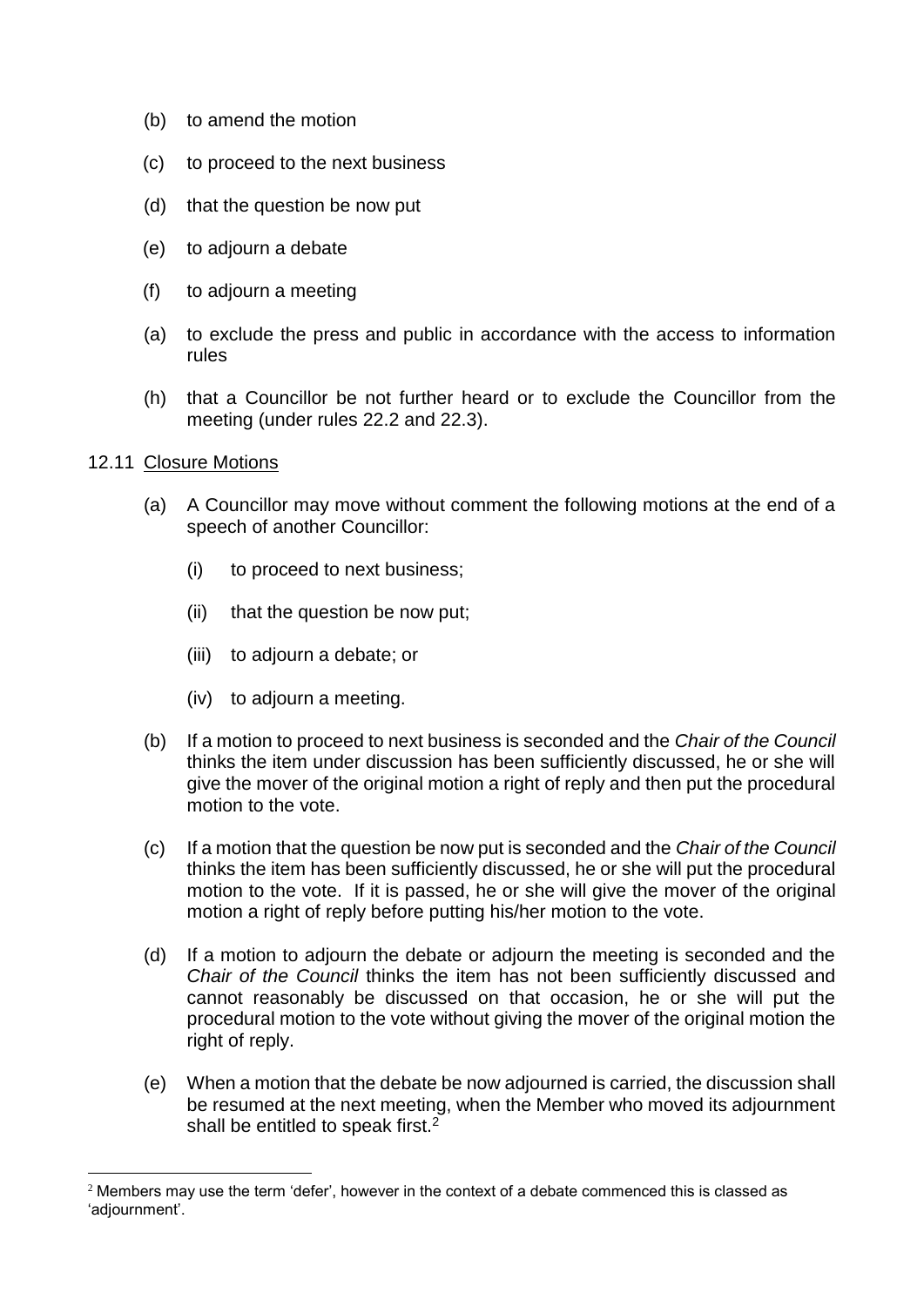(b) to amend the motion

(c) to proceed to the next business

(d) that the question be now put

(e) to adjourn a debate

(f) to adjourn a meeting

(a) to exclude the press and public in accordance with the access to information rules

(h) that a Councillor be not further heard or to exclude the Councillor from the meeting (under rules 22.2 and 22.3).

12.11 Closure Motions

(a) A Councillor may move without comment the following motions at the end of a speech of another Councillor:

(i) to proceed to next business;

(ii) that the question be now put;

(iii) to adjourn a debate; or

(iv) to adjourn a meeting.

(b) If a motion to proceed to next business is seconded and the *Chair of the Council* thinks the item under discussion has been sufficiently discussed, he or she will give the mover of the original motion a right of reply and then put the procedural motion to the vote.

(c) If a motion that the question be now put is seconded and the *Chair of the Council* thinks the item has been sufficiently discussed, he or she will put the procedural motion to the vote. If it is passed, he or she will give the mover of the original motion a right of reply before putting his/her motion to the vote.

(d) If a motion to adjourn the debate or adjourn the meeting is seconded and the *Chair of the Council* thinks the item has not been sufficiently discussed and cannot reasonably be discussed on that occasion, he or she will put the procedural motion to the vote without giving the mover of the original motion the right of reply.

(e) When a motion that the debate be now adjourned is carried, the discussion shall be resumed at the next meeting, when the Member who moved its adjournment shall be entitled to speak first.[2]

[2] Members may use the term 'defer', however in the context of a debate commenced this is classed as 'adjournment'.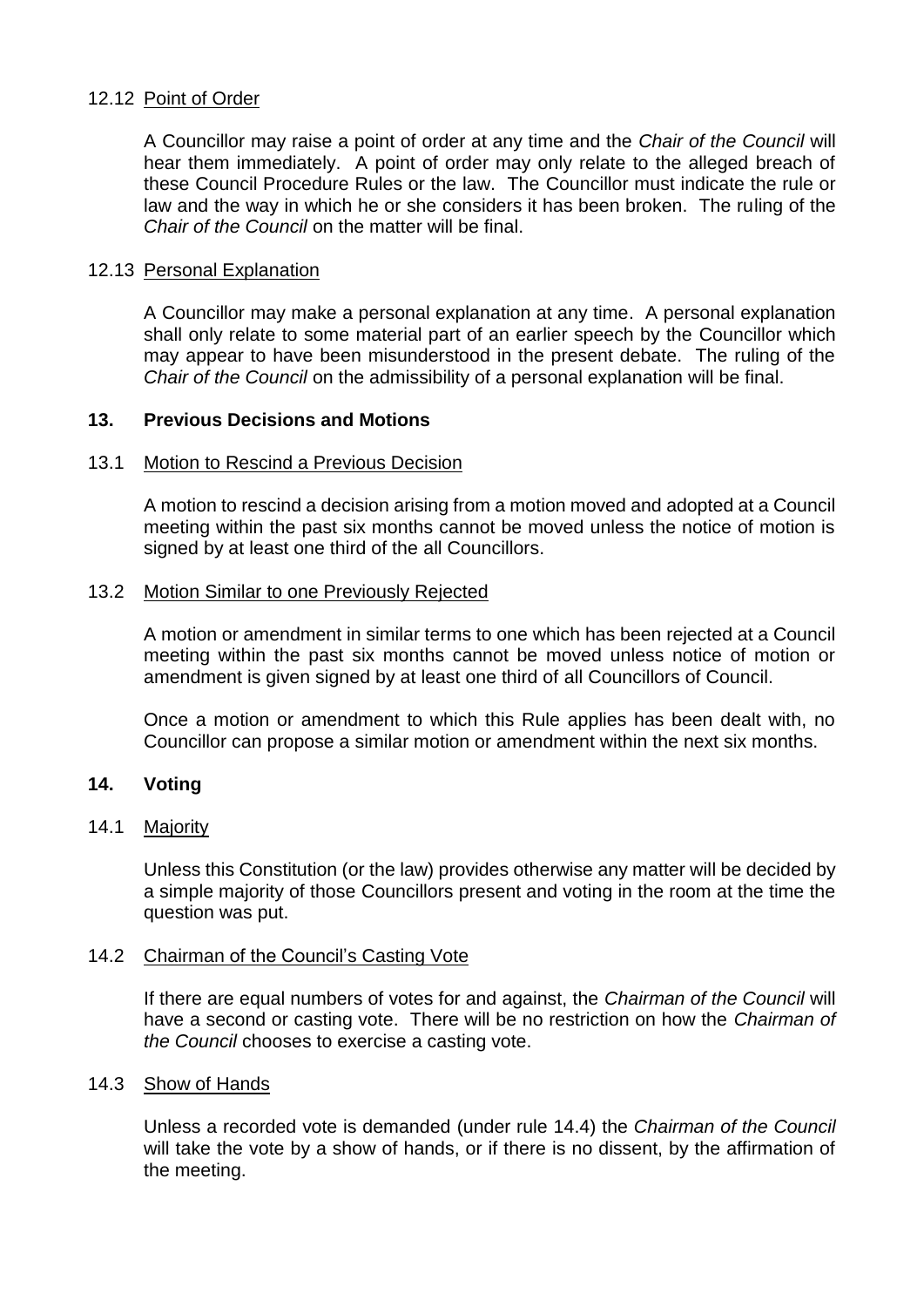### 12.12 Point of Order

A Councillor may raise a point of order at any time and the *Chair of the Council* will hear them immediately. A point of order may only relate to the alleged breach of these Council Procedure Rules or the law. The Councillor must indicate the rule or law and the way in which he or she considers it has been broken. The ruling of the *Chair of the Council* on the matter will be final.

### 12.13 Personal Explanation

A Councillor may make a personal explanation at any time. A personal explanation shall only relate to some material part of an earlier speech by the Councillor which may appear to have been misunderstood in the present debate. The ruling of the *Chair of the Council* on the admissibility of a personal explanation will be final.

## 13. Previous Decisions and Motions

### 13.1 Motion to Rescind a Previous Decision

A motion to rescind a decision arising from a motion moved and adopted at a Council meeting within the past six months cannot be moved unless the notice of motion is signed by at least one third of the all Councillors.

### 13.2 Motion Similar to one Previously Rejected

A motion or amendment in similar terms to one which has been rejected at a Council meeting within the past six months cannot be moved unless notice of motion or amendment is given signed by at least one third of all Councillors of Council.

Once a motion or amendment to which this Rule applies has been dealt with, no Councillor can propose a similar motion or amendment within the next six months.

## 14. Voting

### 14.1 Majority

Unless this Constitution (or the law) provides otherwise any matter will be decided by a simple majority of those Councillors present and voting in the room at the time the question was put.

### 14.2 Chairman of the Council's Casting Vote

If there are equal numbers of votes for and against, the *Chairman of the Council* will have a second or casting vote. There will be no restriction on how the *Chairman of the Council* chooses to exercise a casting vote.

### 14.3 Show of Hands

Unless a recorded vote is demanded (under rule 14.4) the *Chairman of the Council* will take the vote by a show of hands, or if there is no dissent, by the affirmation of the meeting.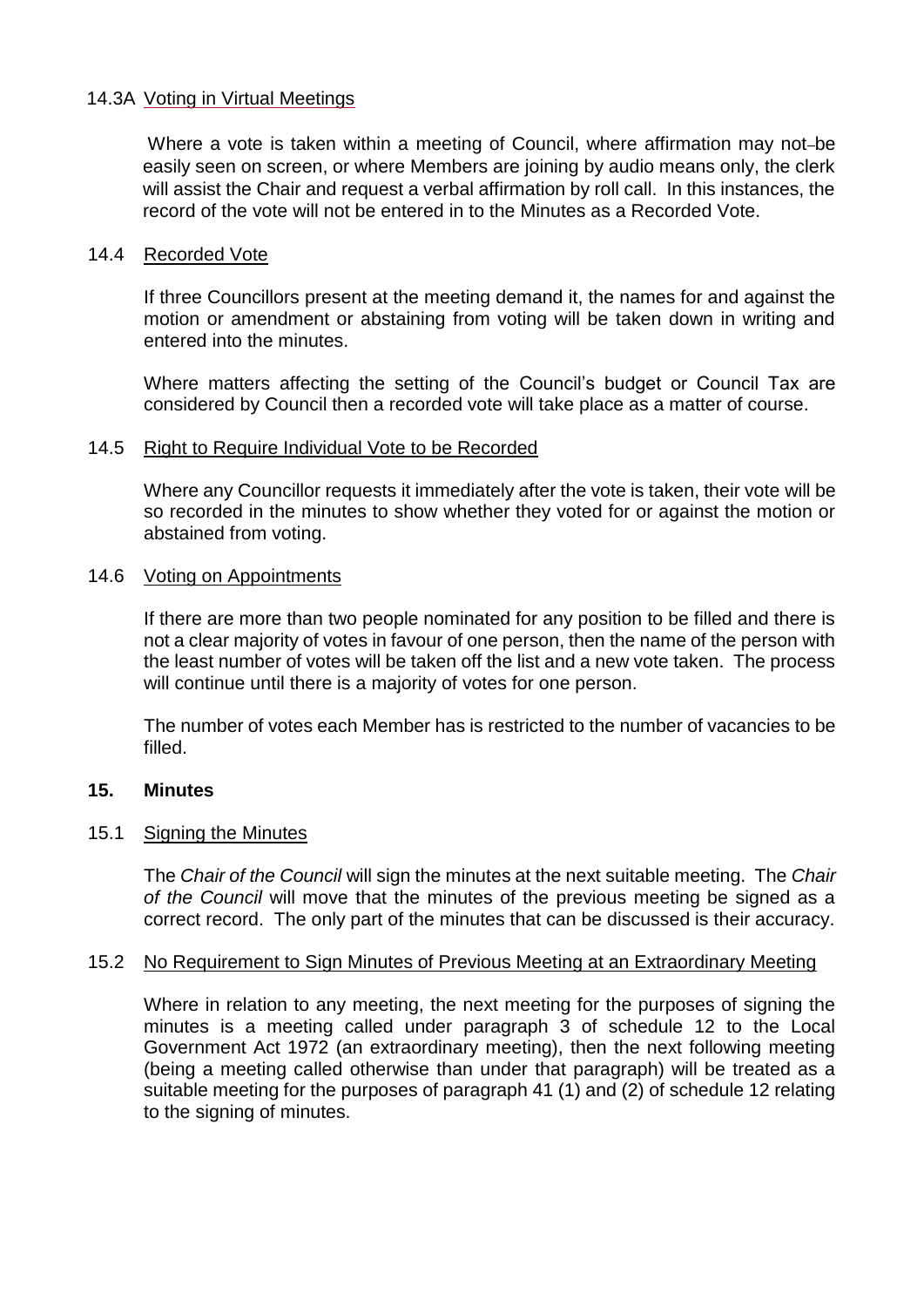### 14.3A <u>Voting in Virtual Meetings</u>

Where a vote is taken within a meeting of Council, where affirmation may not be easily seen on screen, or where Members are joining by audio means only, the clerk will assist the Chair and request a verbal affirmation by roll call. In this instances, the record of the vote will not be entered in to the Minutes as a Recorded Vote.

### 14.4 <u>Recorded Vote</u>

If three Councillors present at the meeting demand it, the names for and against the motion or amendment or abstaining from voting will be taken down in writing and entered into the minutes.

Where matters affecting the setting of the Council's budget or Council Tax are considered by Council then a recorded vote will take place as a matter of course.

### 14.5 <u>Right to Require Individual Vote to be Recorded</u>

Where any Councillor requests it immediately after the vote is taken, their vote will be so recorded in the minutes to show whether they voted for or against the motion or abstained from voting.

### 14.6 <u>Voting on Appointments</u>

If there are more than two people nominated for any position to be filled and there is not a clear majority of votes in favour of one person, then the name of the person with the least number of votes will be taken off the list and a new vote taken. The process will continue until there is a majority of votes for one person.

The number of votes each Member has is restricted to the number of vacancies to be filled.

## 15. Minutes

### 15.1 <u>Signing the Minutes</u>

The *Chair of the Council* will sign the minutes at the next suitable meeting. The *Chair of the Council* will move that the minutes of the previous meeting be signed as a correct record. The only part of the minutes that can be discussed is their accuracy.

### 15.2 <u>No Requirement to Sign Minutes of Previous Meeting at an Extraordinary Meeting</u>

Where in relation to any meeting, the next meeting for the purposes of signing the minutes is a meeting called under paragraph 3 of schedule 12 to the Local Government Act 1972 (an extraordinary meeting), then the next following meeting (being a meeting called otherwise than under that paragraph) will be treated as a suitable meeting for the purposes of paragraph 41 (1) and (2) of schedule 12 relating to the signing of minutes.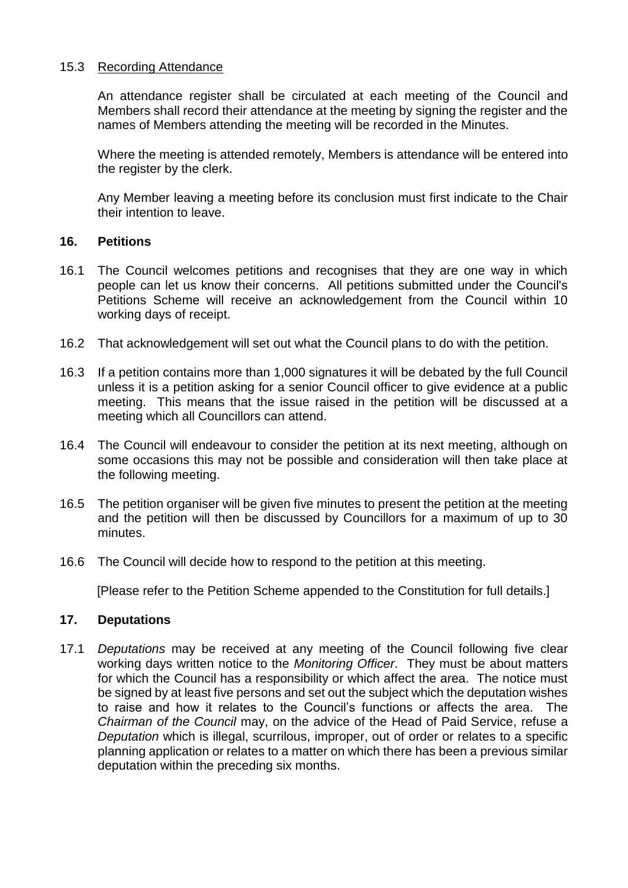### 15.3 Recording Attendance

An attendance register shall be circulated at each meeting of the Council and Members shall record their attendance at the meeting by signing the register and the names of Members attending the meeting will be recorded in the Minutes.

Where the meeting is attended remotely, Members is attendance will be entered into the register by the clerk.

Any Member leaving a meeting before its conclusion must first indicate to the Chair their intention to leave.

## 16. Petitions

16.1 The Council welcomes petitions and recognises that they are one way in which people can let us know their concerns. All petitions submitted under the Council's Petitions Scheme will receive an acknowledgement from the Council within 10 working days of receipt.

16.2 That acknowledgement will set out what the Council plans to do with the petition.

16.3 If a petition contains more than 1,000 signatures it will be debated by the full Council unless it is a petition asking for a senior Council officer to give evidence at a public meeting. This means that the issue raised in the petition will be discussed at a meeting which all Councillors can attend.

16.4 The Council will endeavour to consider the petition at its next meeting, although on some occasions this may not be possible and consideration will then take place at the following meeting.

16.5 The petition organiser will be given five minutes to present the petition at the meeting and the petition will then be discussed by Councillors for a maximum of up to 30 minutes.

16.6 The Council will decide how to respond to the petition at this meeting.

[Please refer to the Petition Scheme appended to the Constitution for full details.]

## 17. Deputations

17.1 *Deputations* may be received at any meeting of the Council following five clear working days written notice to the *Monitoring Officer*. They must be about matters for which the Council has a responsibility or which affect the area. The notice must be signed by at least five persons and set out the subject which the deputation wishes to raise and how it relates to the Council's functions or affects the area. The *Chairman of the Council* may, on the advice of the Head of Paid Service, refuse a *Deputation* which is illegal, scurrilous, improper, out of order or relates to a specific planning application or relates to a matter on which there has been a previous similar deputation within the preceding six months.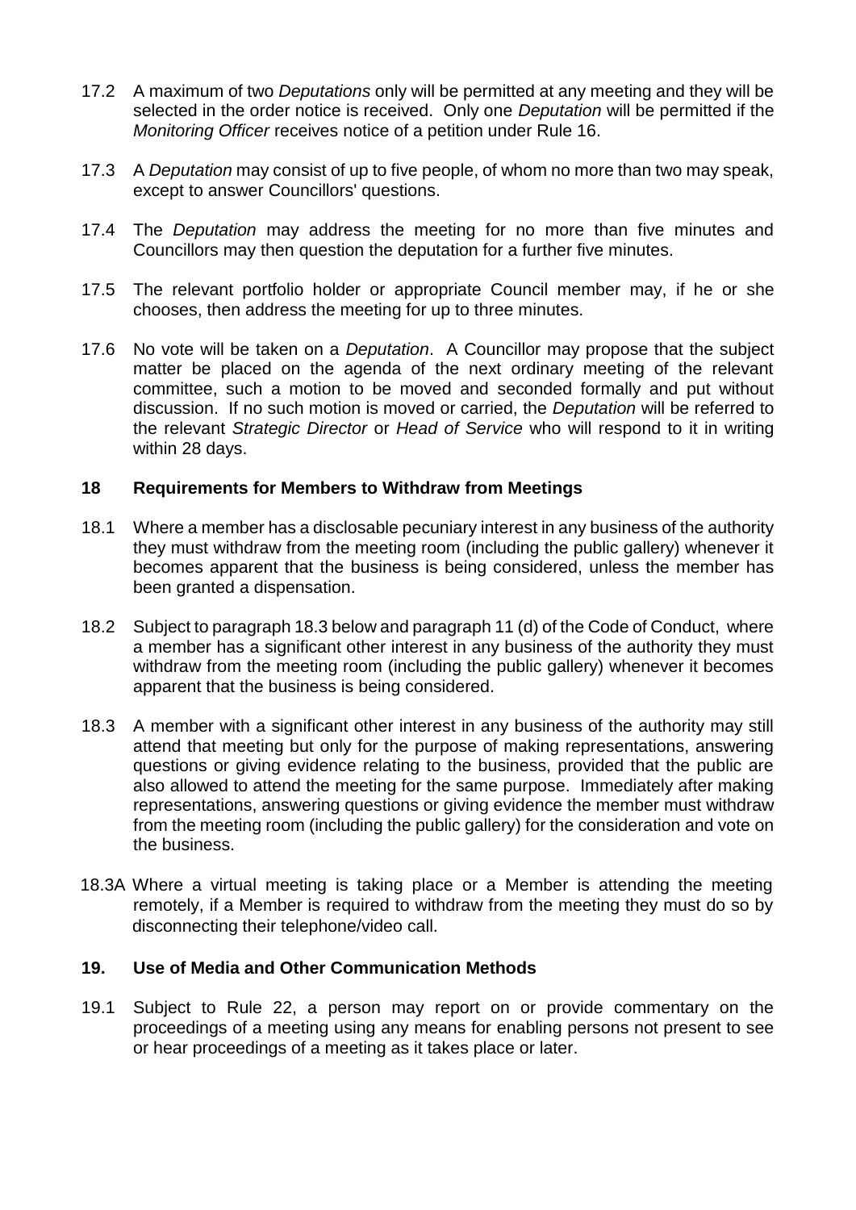17.2 A maximum of two *Deputations* only will be permitted at any meeting and they will be selected in the order notice is received. Only one *Deputation* will be permitted if the *Monitoring Officer* receives notice of a petition under Rule 16.

17.3 A *Deputation* may consist of up to five people, of whom no more than two may speak, except to answer Councillors' questions.

17.4 The *Deputation* may address the meeting for no more than five minutes and Councillors may then question the deputation for a further five minutes.

17.5 The relevant portfolio holder or appropriate Council member may, if he or she chooses, then address the meeting for up to three minutes.

17.6 No vote will be taken on a *Deputation*. A Councillor may propose that the subject matter be placed on the agenda of the next ordinary meeting of the relevant committee, such a motion to be moved and seconded formally and put without discussion. If no such motion is moved or carried, the *Deputation* will be referred to the relevant *Strategic Director* or *Head of Service* who will respond to it in writing within 28 days.

## 18 Requirements for Members to Withdraw from Meetings

18.1 Where a member has a disclosable pecuniary interest in any business of the authority they must withdraw from the meeting room (including the public gallery) whenever it becomes apparent that the business is being considered, unless the member has been granted a dispensation.

18.2 Subject to paragraph 18.3 below and paragraph 11 (d) of the Code of Conduct, where a member has a significant other interest in any business of the authority they must withdraw from the meeting room (including the public gallery) whenever it becomes apparent that the business is being considered.

18.3 A member with a significant other interest in any business of the authority may still attend that meeting but only for the purpose of making representations, answering questions or giving evidence relating to the business, provided that the public are also allowed to attend the meeting for the same purpose. Immediately after making representations, answering questions or giving evidence the member must withdraw from the meeting room (including the public gallery) for the consideration and vote on the business.

18.3A Where a virtual meeting is taking place or a Member is attending the meeting remotely, if a Member is required to withdraw from the meeting they must do so by disconnecting their telephone/video call.

## 19. Use of Media and Other Communication Methods

19.1 Subject to Rule 22, a person may report on or provide commentary on the proceedings of a meeting using any means for enabling persons not present to see or hear proceedings of a meeting as it takes place or later.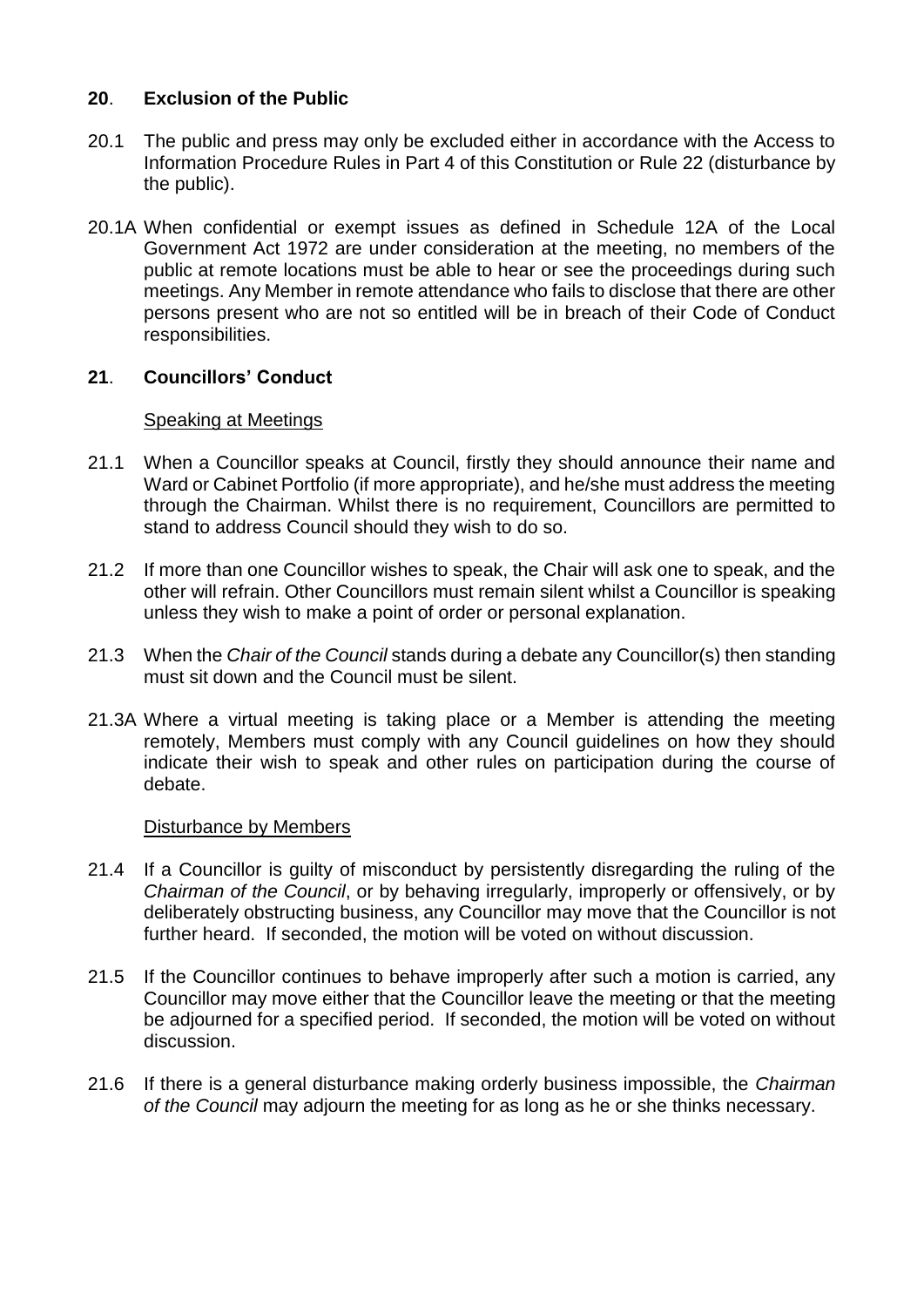## **20**. **Exclusion of the Public**

20.1 The public and press may only be excluded either in accordance with the Access to Information Procedure Rules in Part 4 of this Constitution or Rule 22 (disturbance by the public).

20.1A When confidential or exempt issues as defined in Schedule 12A of the Local Government Act 1972 are under consideration at the meeting, no members of the public at remote locations must be able to hear or see the proceedings during such meetings. Any Member in remote attendance who fails to disclose that there are other persons present who are not so entitled will be in breach of their Code of Conduct responsibilities.

## **21**. **Councillors' Conduct**

Speaking at Meetings

21.1 When a Councillor speaks at Council, firstly they should announce their name and Ward or Cabinet Portfolio (if more appropriate), and he/she must address the meeting through the Chairman. Whilst there is no requirement, Councillors are permitted to stand to address Council should they wish to do so.

21.2 If more than one Councillor wishes to speak, the Chair will ask one to speak, and the other will refrain. Other Councillors must remain silent whilst a Councillor is speaking unless they wish to make a point of order or personal explanation.

21.3 When the *Chair of the Council* stands during a debate any Councillor(s) then standing must sit down and the Council must be silent.

21.3A Where a virtual meeting is taking place or a Member is attending the meeting remotely, Members must comply with any Council guidelines on how they should indicate their wish to speak and other rules on participation during the course of debate.

Disturbance by Members

21.4 If a Councillor is guilty of misconduct by persistently disregarding the ruling of the *Chairman of the Council*, or by behaving irregularly, improperly or offensively, or by deliberately obstructing business, any Councillor may move that the Councillor is not further heard. If seconded, the motion will be voted on without discussion.

21.5 If the Councillor continues to behave improperly after such a motion is carried, any Councillor may move either that the Councillor leave the meeting or that the meeting be adjourned for a specified period. If seconded, the motion will be voted on without discussion.

21.6 If there is a general disturbance making orderly business impossible, the *Chairman of the Council* may adjourn the meeting for as long as he or she thinks necessary.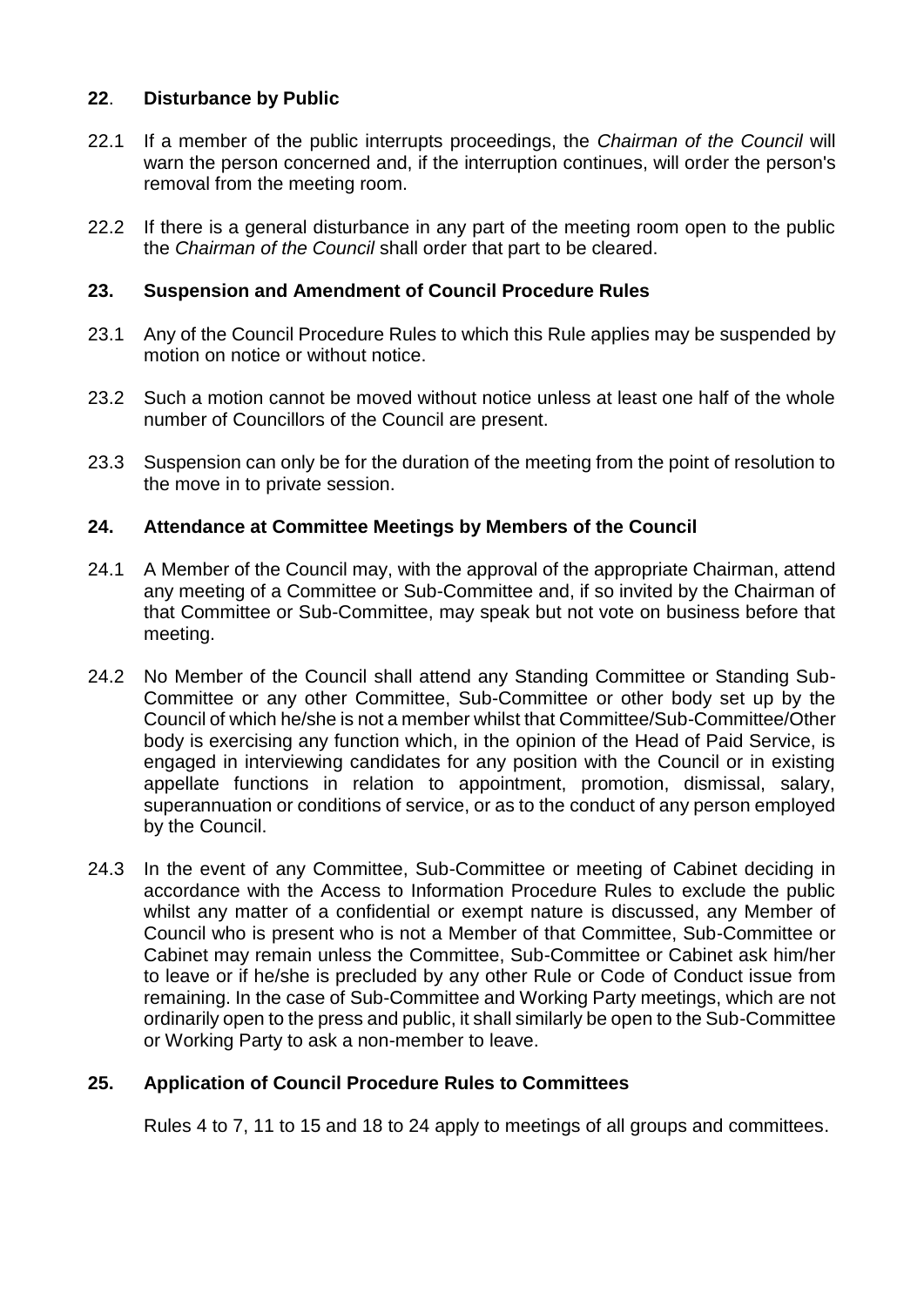## 22. Disturbance by Public

22.1 If a member of the public interrupts proceedings, the *Chairman of the Council* will warn the person concerned and, if the interruption continues, will order the person's removal from the meeting room.

22.2 If there is a general disturbance in any part of the meeting room open to the public the *Chairman of the Council* shall order that part to be cleared.

## 23. Suspension and Amendment of Council Procedure Rules

23.1 Any of the Council Procedure Rules to which this Rule applies may be suspended by motion on notice or without notice.

23.2 Such a motion cannot be moved without notice unless at least one half of the whole number of Councillors of the Council are present.

23.3 Suspension can only be for the duration of the meeting from the point of resolution to the move in to private session.

## 24. Attendance at Committee Meetings by Members of the Council

24.1 A Member of the Council may, with the approval of the appropriate Chairman, attend any meeting of a Committee or Sub-Committee and, if so invited by the Chairman of that Committee or Sub-Committee, may speak but not vote on business before that meeting.

24.2 No Member of the Council shall attend any Standing Committee or Standing Sub-Committee or any other Committee, Sub-Committee or other body set up by the Council of which he/she is not a member whilst that Committee/Sub-Committee/Other body is exercising any function which, in the opinion of the Head of Paid Service, is engaged in interviewing candidates for any position with the Council or in existing appellate functions in relation to appointment, promotion, dismissal, salary, superannuation or conditions of service, or as to the conduct of any person employed by the Council.

24.3 In the event of any Committee, Sub-Committee or meeting of Cabinet deciding in accordance with the Access to Information Procedure Rules to exclude the public whilst any matter of a confidential or exempt nature is discussed, any Member of Council who is present who is not a Member of that Committee, Sub-Committee or Cabinet may remain unless the Committee, Sub-Committee or Cabinet ask him/her to leave or if he/she is precluded by any other Rule or Code of Conduct issue from remaining. In the case of Sub-Committee and Working Party meetings, which are not ordinarily open to the press and public, it shall similarly be open to the Sub-Committee or Working Party to ask a non-member to leave.

## 25. Application of Council Procedure Rules to Committees

Rules 4 to 7, 11 to 15 and 18 to 24 apply to meetings of all groups and committees.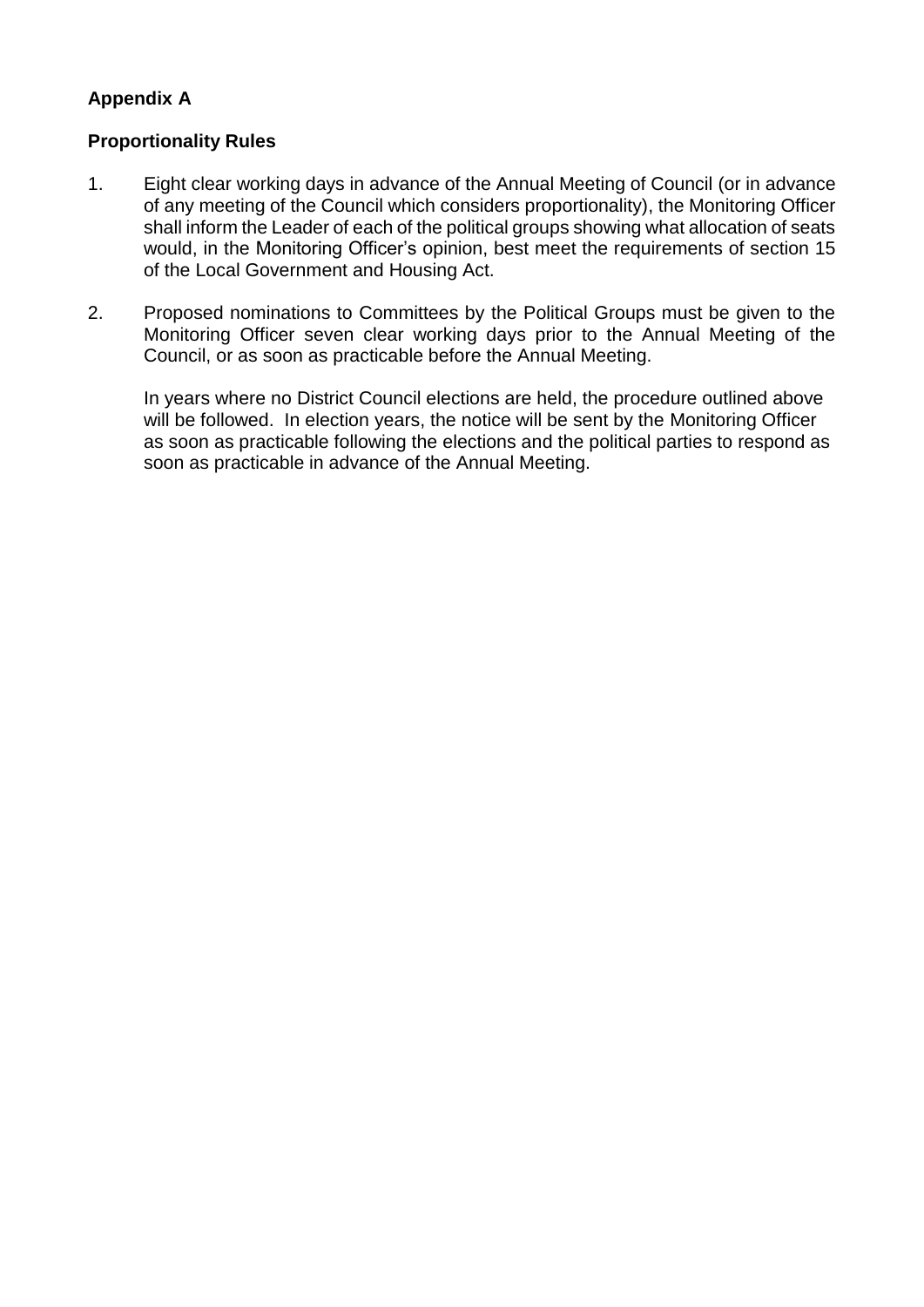**Appendix A**

**Proportionality Rules**

1. Eight clear working days in advance of the Annual Meeting of Council (or in advance of any meeting of the Council which considers proportionality), the Monitoring Officer shall inform the Leader of each of the political groups showing what allocation of seats would, in the Monitoring Officer's opinion, best meet the requirements of section 15 of the Local Government and Housing Act.

2. Proposed nominations to Committees by the Political Groups must be given to the Monitoring Officer seven clear working days prior to the Annual Meeting of the Council, or as soon as practicable before the Annual Meeting.

   In years where no District Council elections are held, the procedure outlined above will be followed. In election years, the notice will be sent by the Monitoring Officer as soon as practicable following the elections and the political parties to respond as soon as practicable in advance of the Annual Meeting.